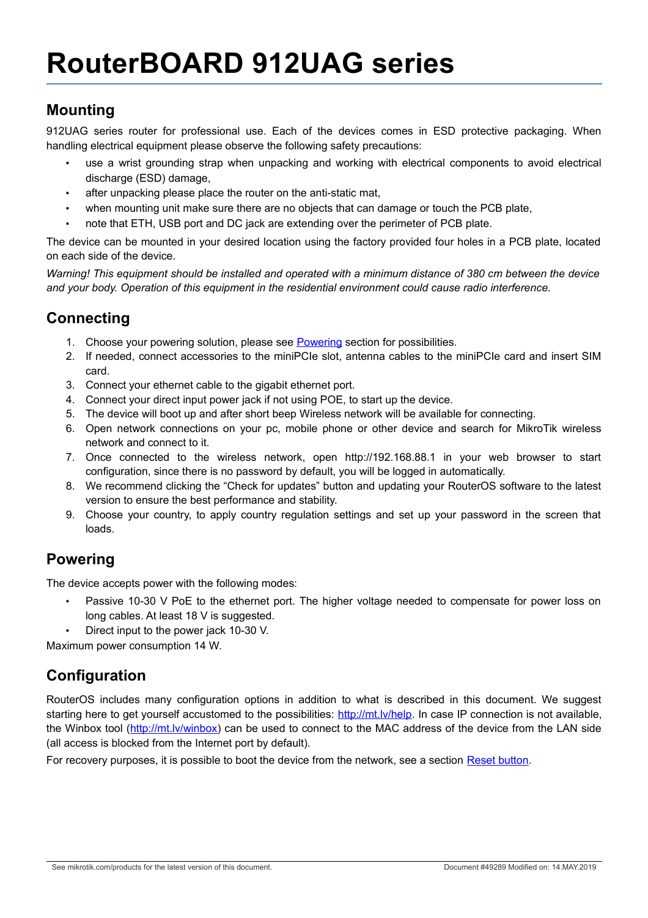# RouterBOARD 912UAG series

## Mounting

912UAG series router for professional use. Each of the devices comes in ESD protective packaging. When handling electrical equipment please observe the following safety precautions:

- use a wrist grounding strap when unpacking and working with electrical components to avoid electrical discharge (ESD) damage,
- after unpacking please place the router on the anti-static mat,
- when mounting unit make sure there are no objects that can damage or touch the PCB plate,
- note that ETH, USB port and DC jack are extending over the perimeter of PCB plate.

The device can be mounted in your desired location using the factory provided four holes in a PCB plate, located on each side of the device.

*Warning! This equipment should be installed and operated with a minimum distance of 380 cm between the device and your body. Operation of this equipment in the residential environment could cause radio interference.*

## Connecting

1. Choose your powering solution, please see [Powering](#powering) section for possibilities.
2. If needed, connect accessories to the miniPCIe slot, antenna cables to the miniPCIe card and insert SIM card.
3. Connect your ethernet cable to the gigabit ethernet port.
4. Connect your direct input power jack if not using POE, to start up the device.
5. The device will boot up and after short beep Wireless network will be available for connecting.
6. Open network connections on your pc, mobile phone or other device and search for MikroTik wireless network and connect to it.
7. Once connected to the wireless network, open http://192.168.88.1 in your web browser to start configuration, since there is no password by default, you will be logged in automatically.
8. We recommend clicking the "Check for updates" button and updating your RouterOS software to the latest version to ensure the best performance and stability.
9. Choose your country, to apply country regulation settings and set up your password in the screen that loads.

## Powering

The device accepts power with the following modes:

- Passive 10-30 V PoE to the ethernet port. The higher voltage needed to compensate for power loss on long cables. At least 18 V is suggested.
- Direct input to the power jack 10-30 V.

Maximum power consumption 14 W.

## Configuration

RouterOS includes many configuration options in addition to what is described in this document. We suggest starting here to get yourself accustomed to the possibilities: [http://mt.lv/help](http://mt.lv/help). In case IP connection is not available, the Winbox tool ([http://mt.lv/winbox](http://mt.lv/winbox)) can be used to connect to the MAC address of the device from the LAN side (all access is blocked from the Internet port by default).

For recovery purposes, it is possible to boot the device from the network, see a section [Reset button](#reset-button).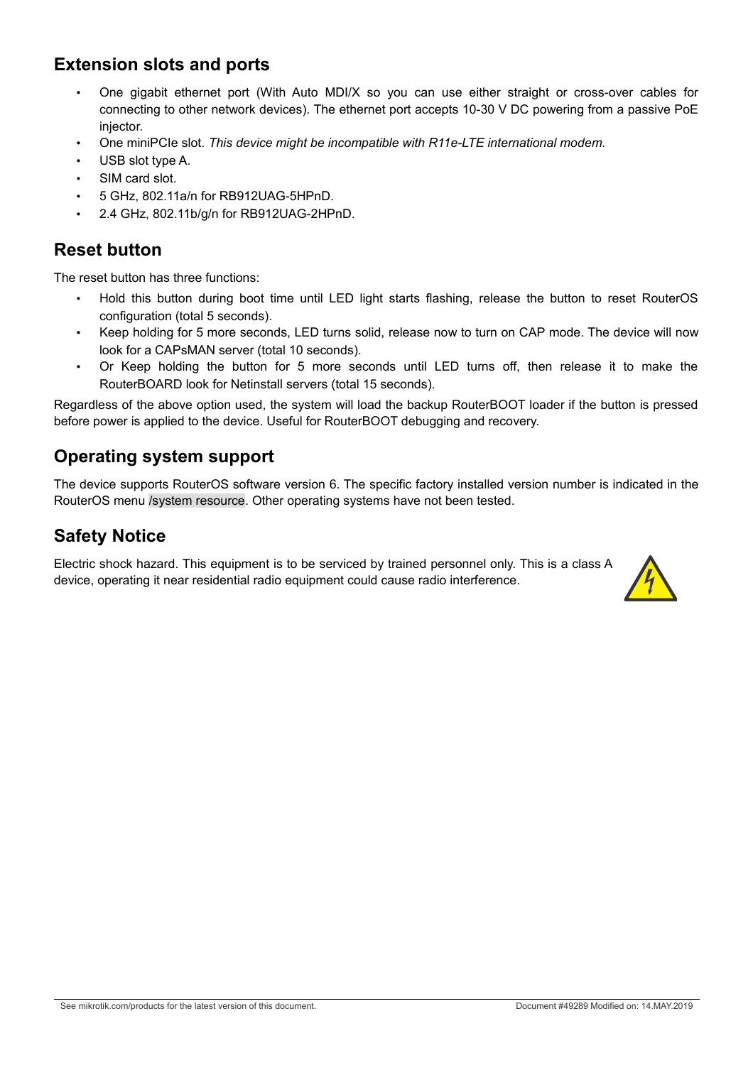## Extension slots and ports

- One gigabit ethernet port (With Auto MDI/X so you can use either straight or cross-over cables for connecting to other network devices). The ethernet port accepts 10-30 V DC powering from a passive PoE injector.
- One miniPCIe slot. *This device might be incompatible with R11e-LTE international modem.*
- USB slot type A.
- SIM card slot.
- 5 GHz, 802.11a/n for RB912UAG-5HPnD.
- 2.4 GHz, 802.11b/g/n for RB912UAG-2HPnD.

## Reset button

The reset button has three functions:

- Hold this button during boot time until LED light starts flashing, release the button to reset RouterOS configuration (total 5 seconds).
- Keep holding for 5 more seconds, LED turns solid, release now to turn on CAP mode. The device will now look for a CAPsMAN server (total 10 seconds).
- Or Keep holding the button for 5 more seconds until LED turns off, then release it to make the RouterBOARD look for Netinstall servers (total 15 seconds).

Regardless of the above option used, the system will load the backup RouterBOOT loader if the button is pressed before power is applied to the device. Useful for RouterBOOT debugging and recovery.

## Operating system support

The device supports RouterOS software version 6. The specific factory installed version number is indicated in the RouterOS menu `/system resource`. Other operating systems have not been tested.

## Safety Notice

Electric shock hazard. This equipment is to be serviced by trained personnel only. This is a class A device, operating it near residential radio equipment could cause radio interference.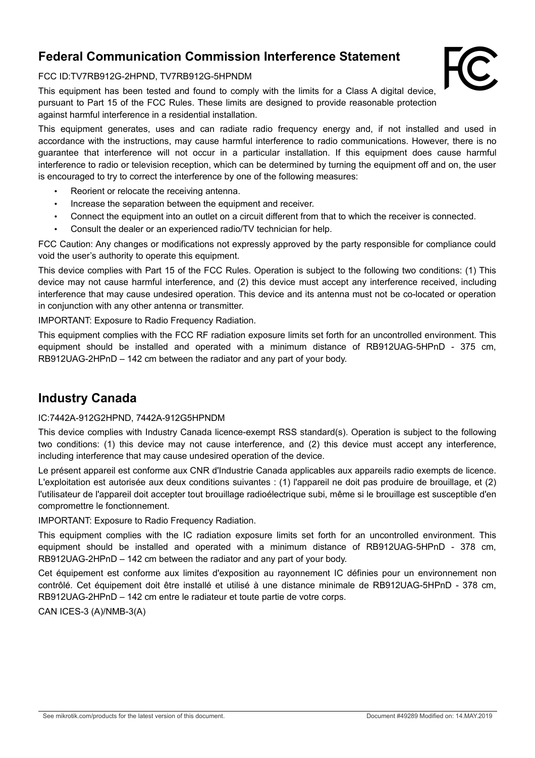## Federal Communication Commission Interference Statement

FCC ID:TV7RB912G-2HPND, TV7RB912G-5HPNDM

This equipment has been tested and found to comply with the limits for a Class A digital device, pursuant to Part 15 of the FCC Rules. These limits are designed to provide reasonable protection against harmful interference in a residential installation.

This equipment generates, uses and can radiate radio frequency energy and, if not installed and used in accordance with the instructions, may cause harmful interference to radio communications. However, there is no guarantee that interference will not occur in a particular installation. If this equipment does cause harmful interference to radio or television reception, which can be determined by turning the equipment off and on, the user is encouraged to try to correct the interference by one of the following measures:

- Reorient or relocate the receiving antenna.
- Increase the separation between the equipment and receiver.
- Connect the equipment into an outlet on a circuit different from that to which the receiver is connected.
- Consult the dealer or an experienced radio/TV technician for help.

FCC Caution: Any changes or modifications not expressly approved by the party responsible for compliance could void the user's authority to operate this equipment.

This device complies with Part 15 of the FCC Rules. Operation is subject to the following two conditions: (1) This device may not cause harmful interference, and (2) this device must accept any interference received, including interference that may cause undesired operation. This device and its antenna must not be co-located or operation in conjunction with any other antenna or transmitter.

IMPORTANT: Exposure to Radio Frequency Radiation.

This equipment complies with the FCC RF radiation exposure limits set forth for an uncontrolled environment. This equipment should be installed and operated with a minimum distance of RB912UAG-5HPnD - 375 cm, RB912UAG-2HPnD – 142 cm between the radiator and any part of your body.

## Industry Canada

IC:7442A-912G2HPND, 7442A-912G5HPNDM

This device complies with Industry Canada licence-exempt RSS standard(s). Operation is subject to the following two conditions: (1) this device may not cause interference, and (2) this device must accept any interference, including interference that may cause undesired operation of the device.

Le présent appareil est conforme aux CNR d'Industrie Canada applicables aux appareils radio exempts de licence. L'exploitation est autorisée aux deux conditions suivantes : (1) l'appareil ne doit pas produire de brouillage, et (2) l'utilisateur de l'appareil doit accepter tout brouillage radioélectrique subi, même si le brouillage est susceptible d'en compromettre le fonctionnement.

IMPORTANT: Exposure to Radio Frequency Radiation.

This equipment complies with the IC radiation exposure limits set forth for an uncontrolled environment. This equipment should be installed and operated with a minimum distance of RB912UAG-5HPnD - 378 cm, RB912UAG-2HPnD – 142 cm between the radiator and any part of your body.

Cet équipement est conforme aux limites d'exposition au rayonnement IC définies pour un environnement non contrôlé. Cet équipement doit être installé et utilisé à une distance minimale de RB912UAG-5HPnD - 378 cm, RB912UAG-2HPnD – 142 cm entre le radiateur et toute partie de votre corps.

CAN ICES-3 (A)/NMB-3(A)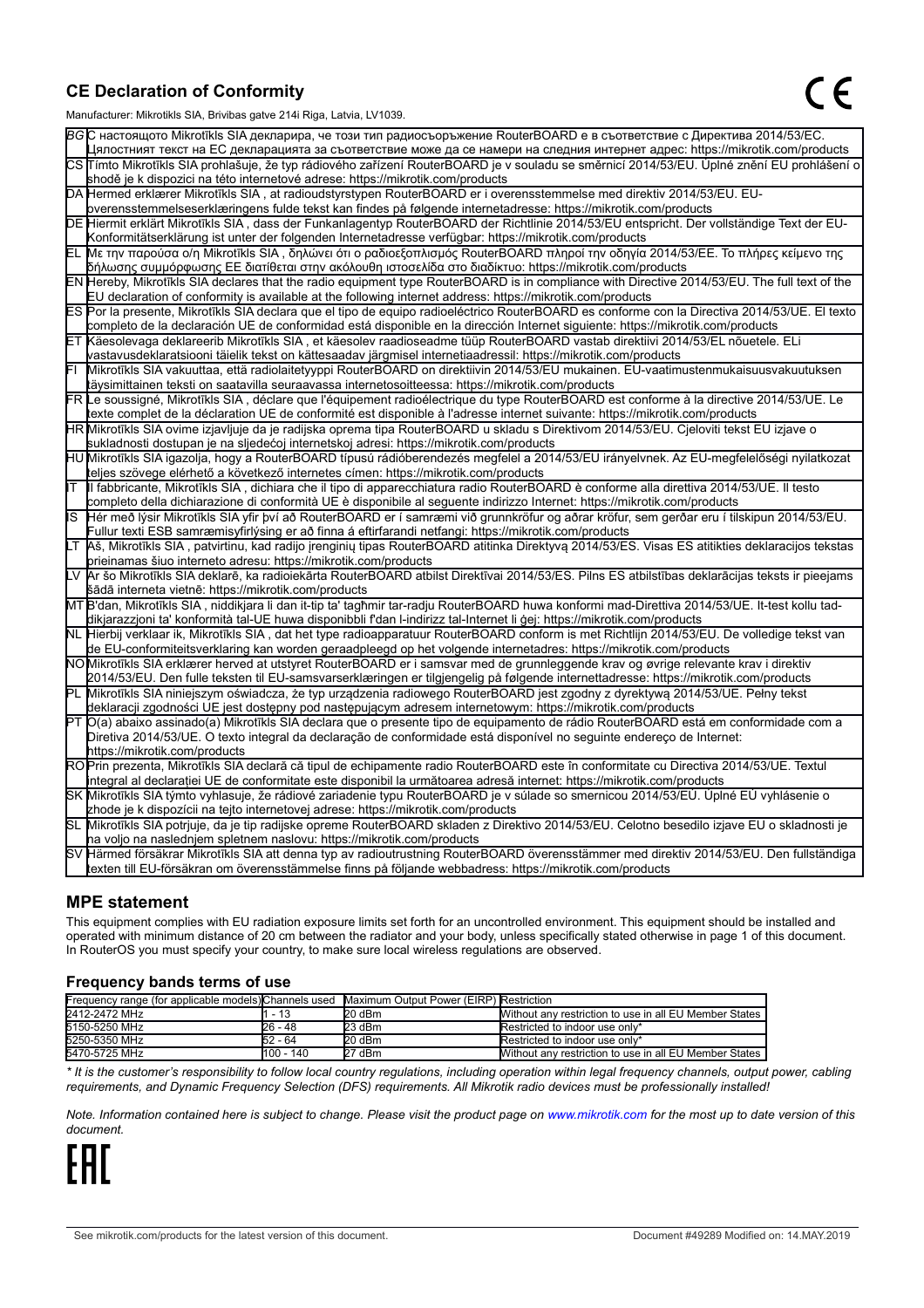## CE Declaration of Conformity

Manufacturer: Mikrotikls SIA, Brivibas gatve 214i Riga, Latvia, LV1039.

| | |
|---|---|
| BG | С настоящото Mikrotīkls SIA декларира, че този тип радиосъоръжение RouterBOARD е в съответствие с Директива 2014/53/ЕС. Цялостният текст на ЕС декларацията за съответствие може да се намери на следния интернет адрес: https://mikrotik.com/products |
| CS | Tímto Mikrotīkls SIA prohlašuje, že typ rádiového zařízení RouterBOARD je v souladu se směrnicí 2014/53/EU. Úplné znění EU prohlášení o shodě je k dispozici na této internetové adrese: https://mikrotik.com/products |
| DA | Hermed erklærer Mikrotīkls SIA , at radioudstyrstypen RouterBOARD er i overensstemmelse med direktiv 2014/53/EU. EU-overensstemmelseserklæringens fulde tekst kan findes på følgende internetadresse: https://mikrotik.com/products |
| DE | Hiermit erklärt Mikrotīkls SIA , dass der Funkanlagentyp RouterBOARD der Richtlinie 2014/53/EU entspricht. Der vollständige Text der EU-Konformitätserklärung ist unter der folgenden Internetadresse verfügbar: https://mikrotik.com/products |
| EL | Με την παρούσα ο/η Mikrotīkls SIA , δηλώνει ότι ο ραδιοεξοπλισμός RouterBOARD πληροί την οδηγία 2014/53/ΕΕ. Το πλήρες κείμενο της δήλωσης συμμόρφωσης ΕΕ διατίθεται στην ακόλουθη ιστοσελίδα στο διαδίκτυο: https://mikrotik.com/products |
| EN | Hereby, Mikrotīkls SIA declares that the radio equipment type RouterBOARD is in compliance with Directive 2014/53/EU. The full text of the EU declaration of conformity is available at the following internet address: https://mikrotik.com/products |
| ES | Por la presente, Mikrotīkls SIA declara que el tipo de equipo radioeléctrico RouterBOARD es conforme con la Directiva 2014/53/UE. El texto completo de la declaración UE de conformidad está disponible en la dirección Internet siguiente: https://mikrotik.com/products |
| ET | Käesolevaga deklareerib Mikrotīkls SIA , et käesolev raadioseadme tüüp RouterBOARD vastab direktiivi 2014/53/EL nõuetele. ELi vastavusdeklaratsiooni täielik tekst on kättesaadav järgmisel internetiaadressil: https://mikrotik.com/products |
| FI | Mikrotīkls SIA vakuuttaa, että radiolaitetyyppi RouterBOARD on direktiivin 2014/53/EU mukainen. EU-vaatimustenmukaisuusvakuutuksen täysimittainen teksti on saatavilla seuraavassa internetosoitteessa: https://mikrotik.com/products |
| FR | Le soussigné, Mikrotīkls SIA , déclare que l'équipement radioélectrique du type RouterBOARD est conforme à la directive 2014/53/UE. Le texte complet de la déclaration UE de conformité est disponible à l'adresse internet suivante: https://mikrotik.com/products |
| HR | Mikrotīkls SIA ovime izjavljuje da je radijska oprema tipa RouterBOARD u skladu s Direktivom 2014/53/EU. Cjeloviti tekst EU izjave o sukladnosti dostupan je na sljedećoj internetskoj adresi: https://mikrotik.com/products |
| HU | Mikrotīkls SIA igazolja, hogy a RouterBOARD típusú rádióberendezés megfelel a 2014/53/EU irányelvnek. Az EU-megfelelőségi nyilatkozat teljes szövege elérhető a következő internetes címen: https://mikrotik.com/products |
| IT | Il fabbricante, Mikrotīkls SIA , dichiara che il tipo di apparecchiatura radio RouterBOARD è conforme alla direttiva 2014/53/UE. Il testo completo della dichiarazione di conformità UE è disponibile al seguente indirizzo Internet: https://mikrotik.com/products |
| IS | Hér með lýsir Mikrotīkls SIA yfir því að RouterBOARD er í samræmi við grunnkröfur og aðrar kröfur, sem gerðar eru í tilskipun 2014/53/EU. Fullur texti ESB samræmisyfirlýsing er að finna á eftirfarandi netfangi: https://mikrotik.com/products |
| LT | Aš, Mikrotīkls SIA , patvirtinu, kad radijo įrenginių tipas RouterBOARD atitinka Direktyvą 2014/53/ES. Visas ES atitikties deklaracijos tekstas prieinamas šiuo interneto adresu: https://mikrotik.com/products |
| LV | Ar šo Mikrotīkls SIA deklarē, ka radioiekārta RouterBOARD atbilst Direktīvai 2014/53/ES. Pilns ES atbilstības deklarācijas teksts ir pieejams šādā interneta vietnē: https://mikrotik.com/products |
| MT | B'dan, Mikrotīkls SIA , niddikjara li dan it-tip ta' tagħmir tar-radju RouterBOARD huwa konformi mad-Direttiva 2014/53/UE. It-test kollu tad-dikjarazzjoni ta' konformità tal-UE huwa disponibbli f'dan l-indirizz tal-Internet li ġej: https://mikrotik.com/products |
| NL | Hierbij verklaar ik, Mikrotīkls SIA , dat het type radioapparatuur RouterBOARD conform is met Richtlijn 2014/53/EU. De volledige tekst van de EU-conformiteitsverklaring kan worden geraadpleegd op het volgende internetadres: https://mikrotik.com/products |
| NO | Mikrotīkls SIA erklærer herved at utstyret RouterBOARD er i samsvar med de grunnleggende krav og øvrige relevante krav i direktiv 2014/53/EU. Den fulle teksten til EU-samsvarserklæringen er tilgjengelig på følgende internettadresse: https://mikrotik.com/products |
| PL | Mikrotīkls SIA niniejszym oświadcza, że typ urządzenia radiowego RouterBOARD jest zgodny z dyrektywą 2014/53/UE. Pełny tekst deklaracji zgodności UE jest dostępny pod następującym adresem internetowym: https://mikrotik.com/products |
| PT | O(a) abaixo assinado(a) Mikrotīkls SIA declara que o presente tipo de equipamento de rádio RouterBOARD está em conformidade com a Diretiva 2014/53/UE. O texto integral da declaração de conformidade está disponível no seguinte endereço de Internet: https://mikrotik.com/products |
| RO | Prin prezenta, Mikrotīkls SIA declară că tipul de echipamente radio RouterBOARD este în conformitate cu Directiva 2014/53/UE. Textul integral al declarației UE de conformitate este disponibil la următoarea adresă internet: https://mikrotik.com/products |
| SK | Mikrotīkls SIA týmto vyhlasuje, že rádiové zariadenie typu RouterBOARD je v súlade so smernicou 2014/53/EÚ. Úplné EÚ vyhlásenie o zhode je k dispozícii na tejto internetovej adrese: https://mikrotik.com/products |
| SL | Mikrotīkls SIA potrjuje, da je tip radijske opreme RouterBOARD skladen z Direktivo 2014/53/EU. Celotno besedilo izjave EU o skladnosti je na voljo na naslednjem spletnem naslovu: https://mikrotik.com/products |
| SV | Härmed försäkrar Mikrotīkls SIA att denna typ av radioutrustning RouterBOARD överensstämmer med direktiv 2014/53/EU. Den fullständiga texten till EU-försäkran om överensstämmelse finns på följande webbadress: https://mikrotik.com/products |

## MPE statement

This equipment complies with EU radiation exposure limits set forth for an uncontrolled environment. This equipment should be installed and operated with minimum distance of 20 cm between the radiator and your body, unless specifically stated otherwise in page 1 of this document. In RouterOS you must specify your country, to make sure local wireless regulations are observed.

### Frequency bands terms of use

| Frequency range (for applicable models) | Channels used | Maximum Output Power (EIRP) | Restriction |
|---|---|---|---|
| 2412-2472 MHz | 1 - 13 | 20 dBm | Without any restriction to use in all EU Member States |
| 5150-5250 MHz | 26 - 48 | 23 dBm | Restricted to indoor use only* |
| 5250-5350 MHz | 52 - 64 | 20 dBm | Restricted to indoor use only* |
| 5470-5725 MHz | 100 - 140 | 27 dBm | Without any restriction to use in all EU Member States |

*\* It is the customer's responsibility to follow local country regulations, including operation within legal frequency channels, output power, cabling requirements, and Dynamic Frequency Selection (DFS) requirements. All Mikrotik radio devices must be professionally installed!*

*Note. Information contained here is subject to change. Please visit the product page on www.mikrotik.com for the most up to date version of this document.*

EAC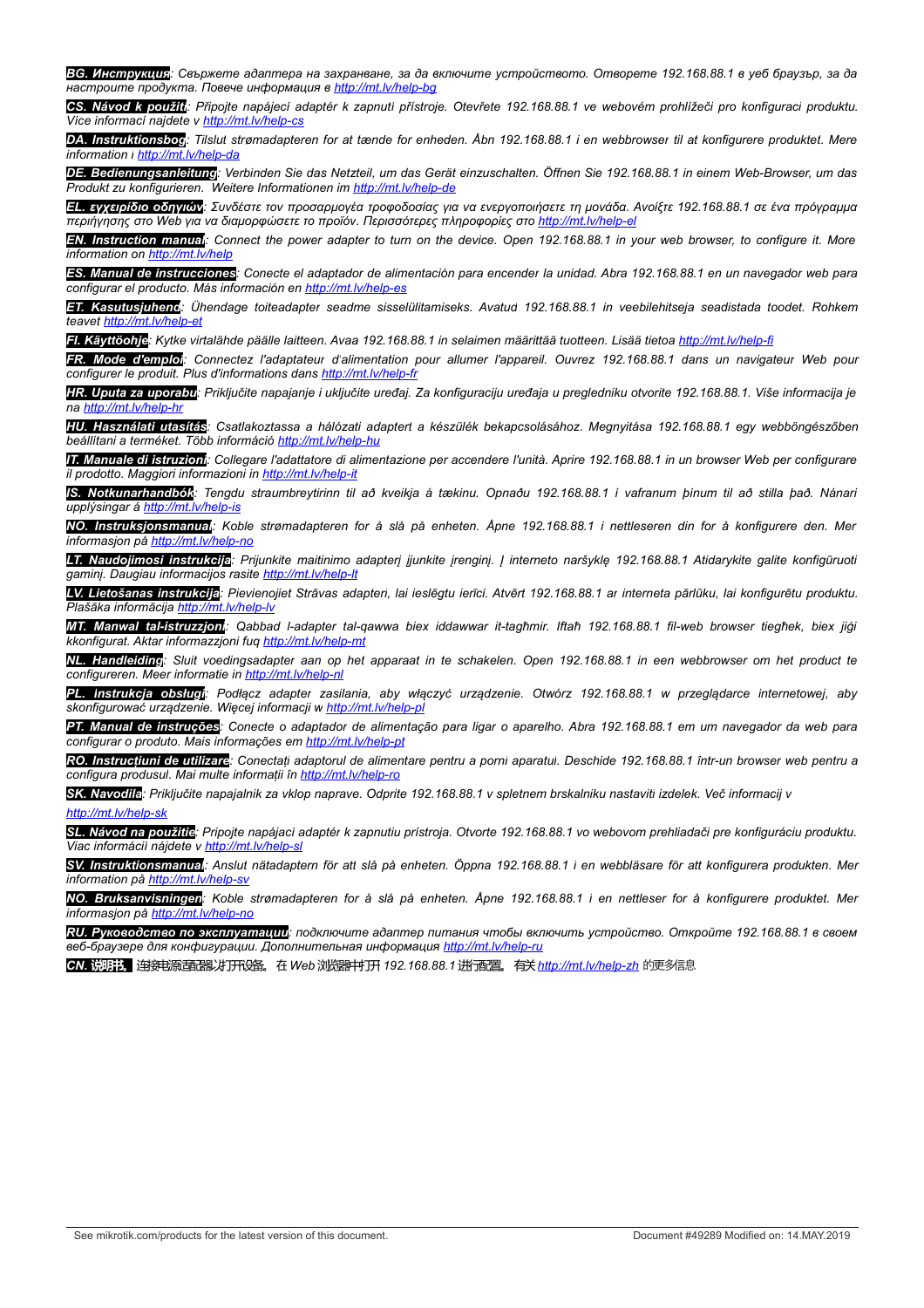**BG. Инструкция**: Свържете адаптера на захранване, за да включите устройството. Отворете 192.168.88.1 в уеб браузър, за да настроите продукта. Повече информация в http://mt.lv/help-bg

**CS. Návod k použití**: Připojte napájecí adaptér k zapnuti přístroje. Otevřete 192.168.88.1 ve webovém prohlížeči pro konfiguraci produktu. Více informací najdete v http://mt.lv/help-cs

**DA. Instruktionsbog**: Tilslut strømadapteren for at tænde for enheden. Åbn 192.168.88.1 i en webbrowser til at konfigurere produktet. Mere information ı http://mt.lv/help-da

**DE. Bedienungsanleitung**: Verbinden Sie das Netzteil, um das Gerät einzuschalten. Öffnen Sie 192.168.88.1 in einem Web-Browser, um das Produkt zu konfigurieren. Weitere Informationen im http://mt.lv/help-de

**EL. εγχειρίδιο οδηγιών**: Συνδέστε τον προσαρμογέα τροφοδοσίας για να ενεργοποιήσετε τη μονάδα. Ανοίξτε 192.168.88.1 σε ένα πρόγραμμα περιήγησης στο Web για να διαμορφώσετε το προϊόν. Περισσότερες πληροφορίες στο http://mt.lv/help-el

**EN. Instruction manual**: Connect the power adapter to turn on the device. Open 192.168.88.1 in your web browser, to configure it. More information on http://mt.lv/help

**ES. Manual de instrucciones**: Conecte el adaptador de alimentación para encender la unidad. Abra 192.168.88.1 en un navegador web para configurar el producto. Más información en http://mt.lv/help-es

**ET. Kasutusjuhend**: Ühendage toiteadapter seadme sisselülitamiseks. Avatud 192.168.88.1 in veebilehitseja seadistada toodet. Rohkem teavet http://mt.lv/help-et

**FI. Käyttöohje**: Kytke virtalähde päälle laitteen. Avaa 192.168.88.1 in selaimen määrittää tuotteen. Lisää tietoa http://mt.lv/help-fi

**FR. Mode d'emploi**: Connectez l'adaptateur d'alimentation pour allumer l'appareil. Ouvrez 192.168.88.1 dans un navigateur Web pour configurer le produit. Plus d'informations dans http://mt.lv/help-fr

**HR. Uputa za uporabu**: Priključite napajanje i uključite uređaj. Za konfiguraciju uređaja u pregledniku otvorite 192.168.88.1. Više informacija je na http://mt.lv/help-hr

**HU. Használati utasítás**: Csatlakoztassa a hálózati adaptert a készülék bekapcsolásához. Megnyitása 192.168.88.1 egy webböngészőben beállítani a terméket. Több információ http://mt.lv/help-hu

**IT. Manuale di istruzioni**: Collegare l'adattatore di alimentazione per accendere l'unità. Aprire 192.168.88.1 in un browser Web per configurare il prodotto. Maggiori informazioni in http://mt.lv/help-it

**IS. Notkunarhandbók**: Tengdu straumbreytirinn til að kveikja á tækinu. Opnaðu 192.168.88.1 í vafranum þínum til að stilla það. Nánari upplýsingar á http://mt.lv/help-is

**NO. Instruksjonsmanual**: Koble strømadapteren for å slå på enheten. Åpne 192.168.88.1 i nettleseren din for å konfigurere den. Mer informasjon på http://mt.lv/help-no

**LT. Naudojimosi instrukcija**: Prijunkite maitinimo adapterį įjunkite įrenginį. Į interneto naršyklę 192.168.88.1 Atidarykite galite konfigūruoti gaminį. Daugiau informacijos rasite http://mt.lv/help-lt

**LV. Lietošanas instrukcija**: Pievienojiet Strāvas adapteri, lai ieslēgtu ierīci. Atvērt 192.168.88.1 ar interneta pārlūku, lai konfigurētu produktu. Plašāka informācija http://mt.lv/help-lv

**MT. Manwal tal-istruzzjoni**: Qabbad l-adapter tal-qawwa biex iddawwar it-tagħmir. Iftaħ 192.168.88.1 fil-web browser tiegħek, biex jiġi kkonfigurat. Aktar informazzjoni fuq http://mt.lv/help-mt

**NL. Handleiding**: Sluit voedingsadapter aan op het apparaat in te schakelen. Open 192.168.88.1 in een webbrowser om het product te configureren. Meer informatie in http://mt.lv/help-nl

**PL. Instrukcja obsługi**: Podłącz adapter zasilania, aby włączyć urządzenie. Otwórz 192.168.88.1 w przeglądarce internetowej, aby skonfigurować urządzenie. Więcej informacji w http://mt.lv/help-pl

**PT. Manual de instruções**: Conecte o adaptador de alimentação para ligar o aparelho. Abra 192.168.88.1 em um navegador da web para configurar o produto. Mais informações em http://mt.lv/help-pt

**RO. Instrucțiuni de utilizare**: Conectați adaptorul de alimentare pentru a porni aparatul. Deschide 192.168.88.1 într-un browser web pentru a configura produsul. Mai multe informații în http://mt.lv/help-ro

**SK. Navodila**: Priključite napajalnik za vklop naprave. Odprite 192.168.88.1 v spletnem brskalniku nastaviti izdelek. Več informacij v http://mt.lv/help-sk

**SL. Návod na použitie**: Pripojte napájací adaptér k zapnutiu prístroja. Otvorte 192.168.88.1 vo webovom prehliadači pre konfiguráciu produktu. Viac informácií nájdete v http://mt.lv/help-sl

**SV. Instruktionsmanual**: Anslut nätadaptern för att slå på enheten. Öppna 192.168.88.1 i en webbläsare för att konfigurera produkten. Mer information på http://mt.lv/help-sv

**NO. Bruksanvisningen**: Koble strømadapteren for å slå på enheten. Åpne 192.168.88.1 i en nettleser for å konfigurere produktet. Mer informasjon på http://mt.lv/help-no

**RU. Руководство по эксплуатации**: подключите адаптер питания чтобы включить устройство. Откройте 192.168.88.1 в своем веб-браузере для конфигурации. Дополнительная информация http://mt.lv/help-ru

**CN. 说明书。** 连接电源适配器以打开设备。在 Web 浏览器中打开 192.168.88.1 进行配置。有关 http://mt.lv/help-zh 的更多信息

See mikrotik.com/products for the latest version of this document. Document #49289 Modified on: 14.MAY.2019